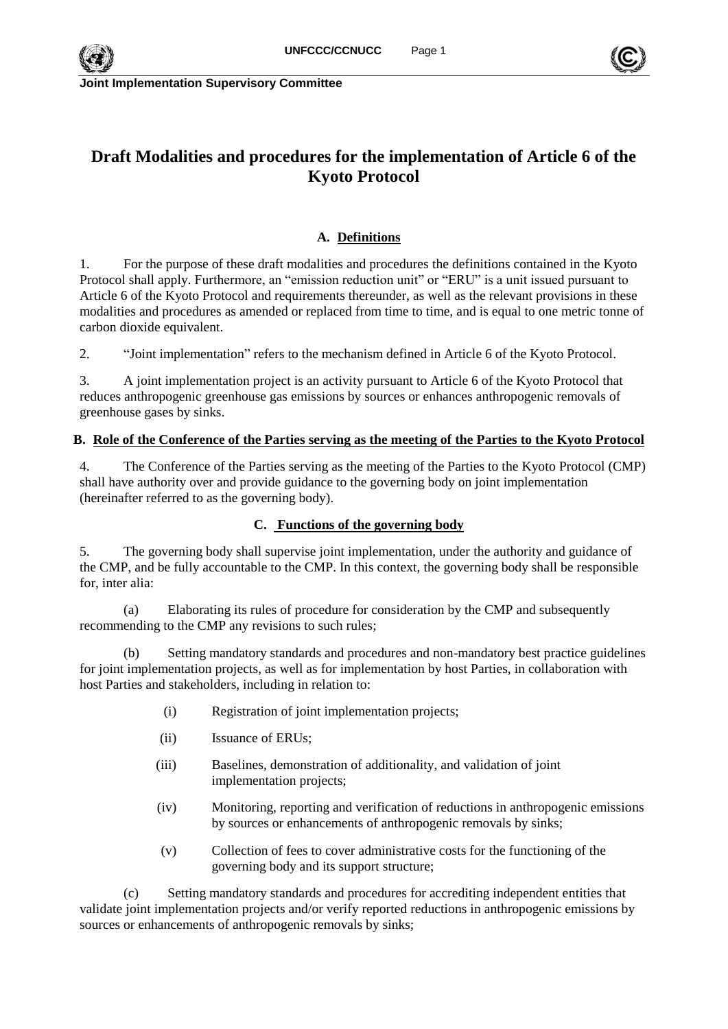**Joint Implementation Supervisory Committee**

# Draft Modalities and procedures for the implementation of Article 6 of the Kyoto Protocol

## A. Definitions

1. For the purpose of these draft modalities and procedures the definitions contained in the Kyoto Protocol shall apply. Furthermore, an "emission reduction unit" or "ERU" is a unit issued pursuant to Article 6 of the Kyoto Protocol and requirements thereunder, as well as the relevant provisions in these modalities and procedures as amended or replaced from time to time, and is equal to one metric tonne of carbon dioxide equivalent.

2. "Joint implementation" refers to the mechanism defined in Article 6 of the Kyoto Protocol.

3. A joint implementation project is an activity pursuant to Article 6 of the Kyoto Protocol that reduces anthropogenic greenhouse gas emissions by sources or enhances anthropogenic removals of greenhouse gases by sinks.

## B. Role of the Conference of the Parties serving as the meeting of the Parties to the Kyoto Protocol

4. The Conference of the Parties serving as the meeting of the Parties to the Kyoto Protocol (CMP) shall have authority over and provide guidance to the governing body on joint implementation (hereinafter referred to as the governing body).

## C. Functions of the governing body

5. The governing body shall supervise joint implementation, under the authority and guidance of the CMP, and be fully accountable to the CMP. In this context, the governing body shall be responsible for, inter alia:

(a) Elaborating its rules of procedure for consideration by the CMP and subsequently recommending to the CMP any revisions to such rules;

(b) Setting mandatory standards and procedures and non-mandatory best practice guidelines for joint implementation projects, as well as for implementation by host Parties, in collaboration with host Parties and stakeholders, including in relation to:

(i) Registration of joint implementation projects;

(ii) Issuance of ERUs;

(iii) Baselines, demonstration of additionality, and validation of joint implementation projects;

(iv) Monitoring, reporting and verification of reductions in anthropogenic emissions by sources or enhancements of anthropogenic removals by sinks;

(v) Collection of fees to cover administrative costs for the functioning of the governing body and its support structure;

(c) Setting mandatory standards and procedures for accrediting independent entities that validate joint implementation projects and/or verify reported reductions in anthropogenic emissions by sources or enhancements of anthropogenic removals by sinks;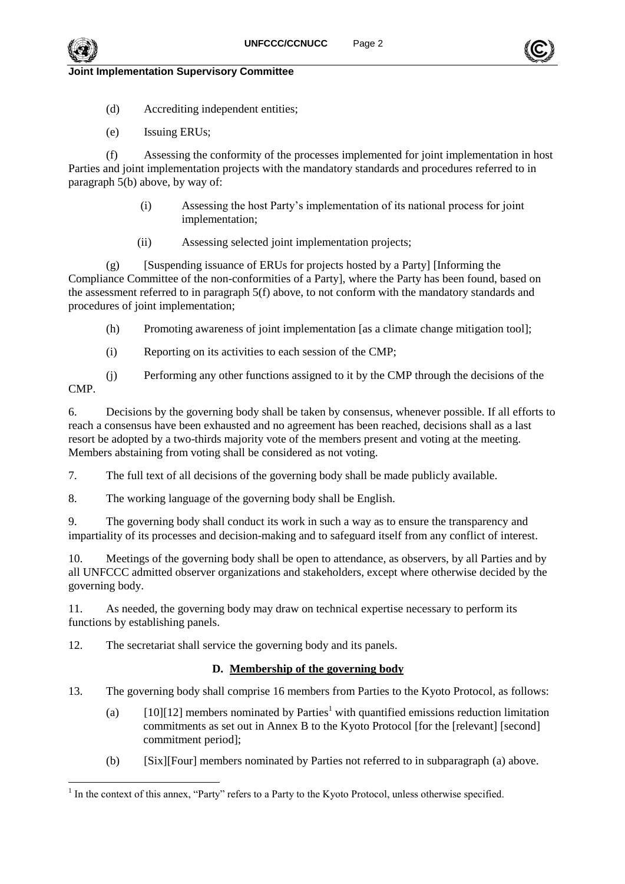(d) Accrediting independent entities;

(e) Issuing ERUs;

(f) Assessing the conformity of the processes implemented for joint implementation in host Parties and joint implementation projects with the mandatory standards and procedures referred to in paragraph 5(b) above, by way of:

(i) Assessing the host Party's implementation of its national process for joint implementation;

(ii) Assessing selected joint implementation projects;

(g) [Suspending issuance of ERUs for projects hosted by a Party] [Informing the Compliance Committee of the non-conformities of a Party], where the Party has been found, based on the assessment referred to in paragraph 5(f) above, to not conform with the mandatory standards and procedures of joint implementation;

(h) Promoting awareness of joint implementation [as a climate change mitigation tool];

(i) Reporting on its activities to each session of the CMP;

(j) Performing any other functions assigned to it by the CMP through the decisions of the CMP.

6. Decisions by the governing body shall be taken by consensus, whenever possible. If all efforts to reach a consensus have been exhausted and no agreement has been reached, decisions shall as a last resort be adopted by a two-thirds majority vote of the members present and voting at the meeting. Members abstaining from voting shall be considered as not voting.

7. The full text of all decisions of the governing body shall be made publicly available.

8. The working language of the governing body shall be English.

9. The governing body shall conduct its work in such a way as to ensure the transparency and impartiality of its processes and decision-making and to safeguard itself from any conflict of interest.

10. Meetings of the governing body shall be open to attendance, as observers, by all Parties and by all UNFCCC admitted observer organizations and stakeholders, except where otherwise decided by the governing body.

11. As needed, the governing body may draw on technical expertise necessary to perform its functions by establishing panels.

12. The secretariat shall service the governing body and its panels.

## D. Membership of the governing body

13. The governing body shall comprise 16 members from Parties to the Kyoto Protocol, as follows:

(a) [10][12] members nominated by Parties[1] with quantified emissions reduction limitation commitments as set out in Annex B to the Kyoto Protocol [for the [relevant] [second] commitment period];

(b) [Six][Four] members nominated by Parties not referred to in subparagraph (a) above.

[1] In the context of this annex, "Party" refers to a Party to the Kyoto Protocol, unless otherwise specified.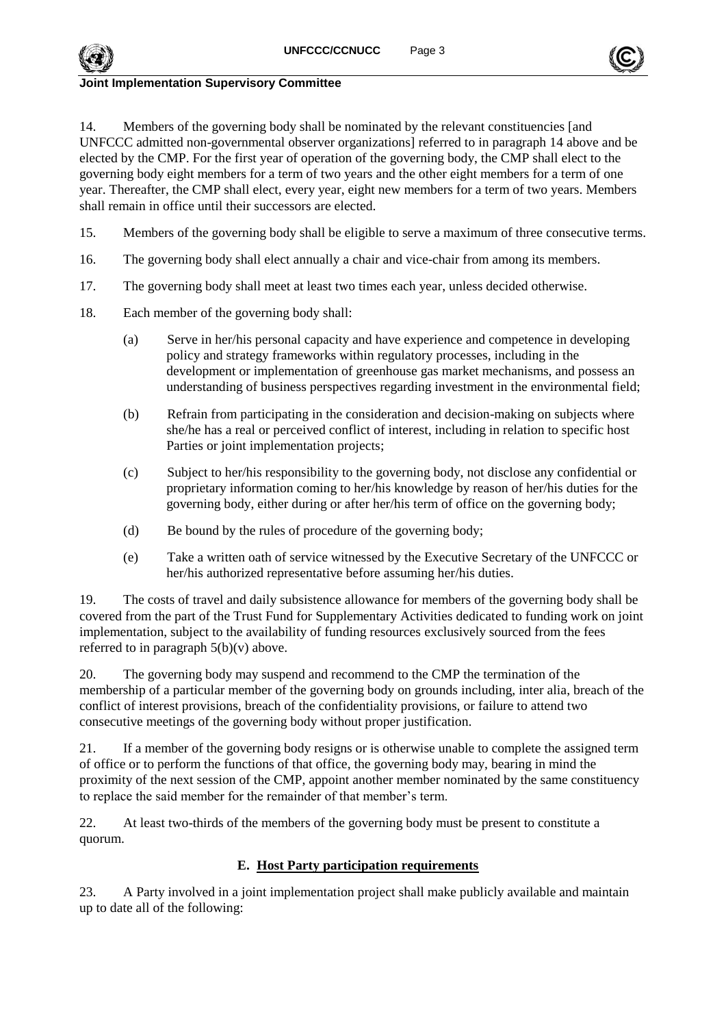14. Members of the governing body shall be nominated by the relevant constituencies [and UNFCCC admitted non-governmental observer organizations] referred to in paragraph 14 above and be elected by the CMP. For the first year of operation of the governing body, the CMP shall elect to the governing body eight members for a term of two years and the other eight members for a term of one year. Thereafter, the CMP shall elect, every year, eight new members for a term of two years. Members shall remain in office until their successors are elected.

15. Members of the governing body shall be eligible to serve a maximum of three consecutive terms.

16. The governing body shall elect annually a chair and vice-chair from among its members.

17. The governing body shall meet at least two times each year, unless decided otherwise.

18. Each member of the governing body shall:

(a) Serve in her/his personal capacity and have experience and competence in developing policy and strategy frameworks within regulatory processes, including in the development or implementation of greenhouse gas market mechanisms, and possess an understanding of business perspectives regarding investment in the environmental field;

(b) Refrain from participating in the consideration and decision-making on subjects where she/he has a real or perceived conflict of interest, including in relation to specific host Parties or joint implementation projects;

(c) Subject to her/his responsibility to the governing body, not disclose any confidential or proprietary information coming to her/his knowledge by reason of her/his duties for the governing body, either during or after her/his term of office on the governing body;

(d) Be bound by the rules of procedure of the governing body;

(e) Take a written oath of service witnessed by the Executive Secretary of the UNFCCC or her/his authorized representative before assuming her/his duties.

19. The costs of travel and daily subsistence allowance for members of the governing body shall be covered from the part of the Trust Fund for Supplementary Activities dedicated to funding work on joint implementation, subject to the availability of funding resources exclusively sourced from the fees referred to in paragraph 5(b)(v) above.

20. The governing body may suspend and recommend to the CMP the termination of the membership of a particular member of the governing body on grounds including, inter alia, breach of the conflict of interest provisions, breach of the confidentiality provisions, or failure to attend two consecutive meetings of the governing body without proper justification.

21. If a member of the governing body resigns or is otherwise unable to complete the assigned term of office or to perform the functions of that office, the governing body may, bearing in mind the proximity of the next session of the CMP, appoint another member nominated by the same constituency to replace the said member for the remainder of that member's term.

22. At least two-thirds of the members of the governing body must be present to constitute a quorum.

### E. Host Party participation requirements

23. A Party involved in a joint implementation project shall make publicly available and maintain up to date all of the following: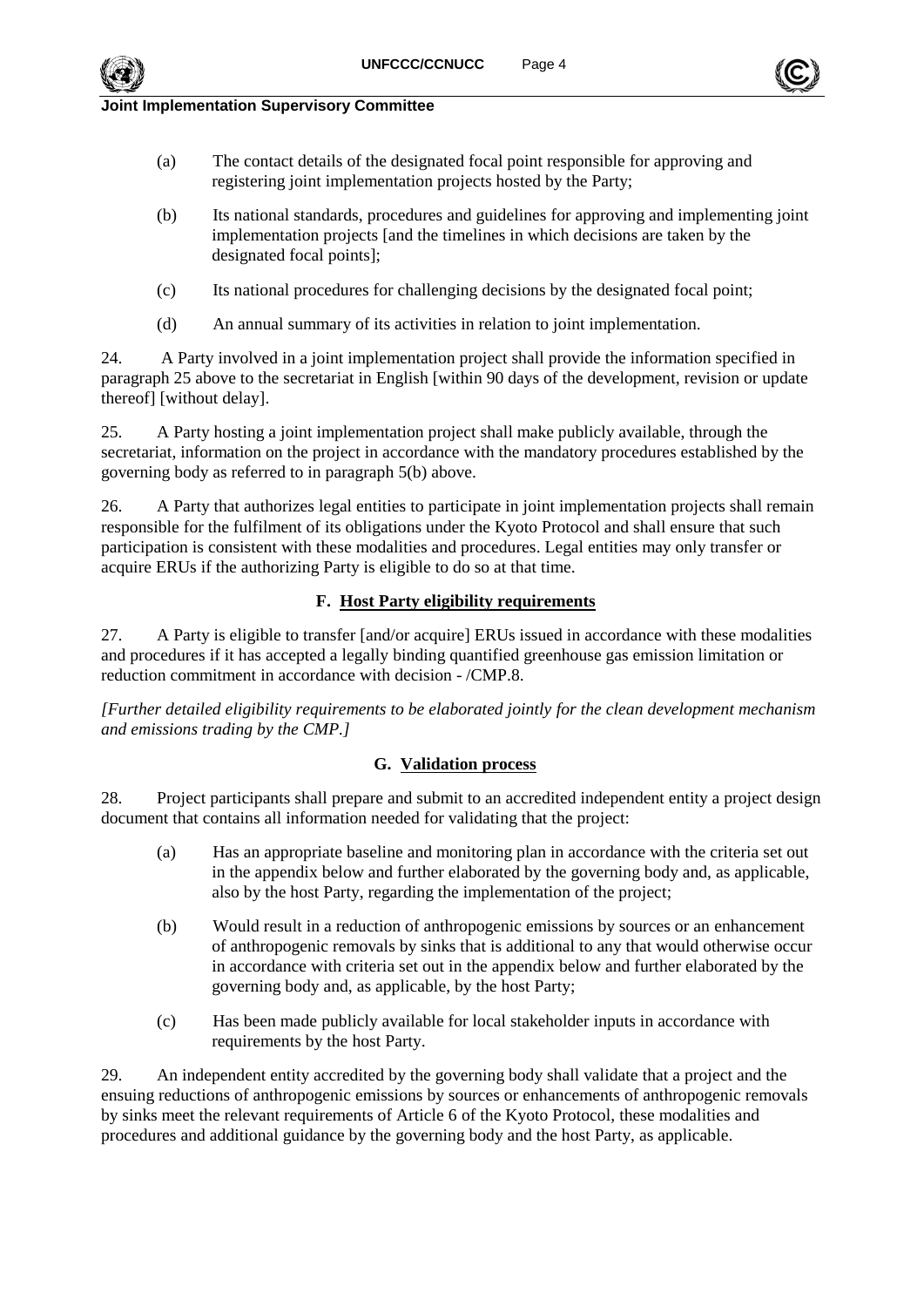(a) The contact details of the designated focal point responsible for approving and registering joint implementation projects hosted by the Party;

(b) Its national standards, procedures and guidelines for approving and implementing joint implementation projects [and the timelines in which decisions are taken by the designated focal points];

(c) Its national procedures for challenging decisions by the designated focal point;

(d) An annual summary of its activities in relation to joint implementation.

24. A Party involved in a joint implementation project shall provide the information specified in paragraph 25 above to the secretariat in English [within 90 days of the development, revision or update thereof] [without delay].

25. A Party hosting a joint implementation project shall make publicly available, through the secretariat, information on the project in accordance with the mandatory procedures established by the governing body as referred to in paragraph 5(b) above.

26. A Party that authorizes legal entities to participate in joint implementation projects shall remain responsible for the fulfilment of its obligations under the Kyoto Protocol and shall ensure that such participation is consistent with these modalities and procedures. Legal entities may only transfer or acquire ERUs if the authorizing Party is eligible to do so at that time.

### F. Host Party eligibility requirements

27. A Party is eligible to transfer [and/or acquire] ERUs issued in accordance with these modalities and procedures if it has accepted a legally binding quantified greenhouse gas emission limitation or reduction commitment in accordance with decision - /CMP.8.

*[Further detailed eligibility requirements to be elaborated jointly for the clean development mechanism and emissions trading by the CMP.]*

### G. Validation process

28. Project participants shall prepare and submit to an accredited independent entity a project design document that contains all information needed for validating that the project:

(a) Has an appropriate baseline and monitoring plan in accordance with the criteria set out in the appendix below and further elaborated by the governing body and, as applicable, also by the host Party, regarding the implementation of the project;

(b) Would result in a reduction of anthropogenic emissions by sources or an enhancement of anthropogenic removals by sinks that is additional to any that would otherwise occur in accordance with criteria set out in the appendix below and further elaborated by the governing body and, as applicable, by the host Party;

(c) Has been made publicly available for local stakeholder inputs in accordance with requirements by the host Party.

29. An independent entity accredited by the governing body shall validate that a project and the ensuing reductions of anthropogenic emissions by sources or enhancements of anthropogenic removals by sinks meet the relevant requirements of Article 6 of the Kyoto Protocol, these modalities and procedures and additional guidance by the governing body and the host Party, as applicable.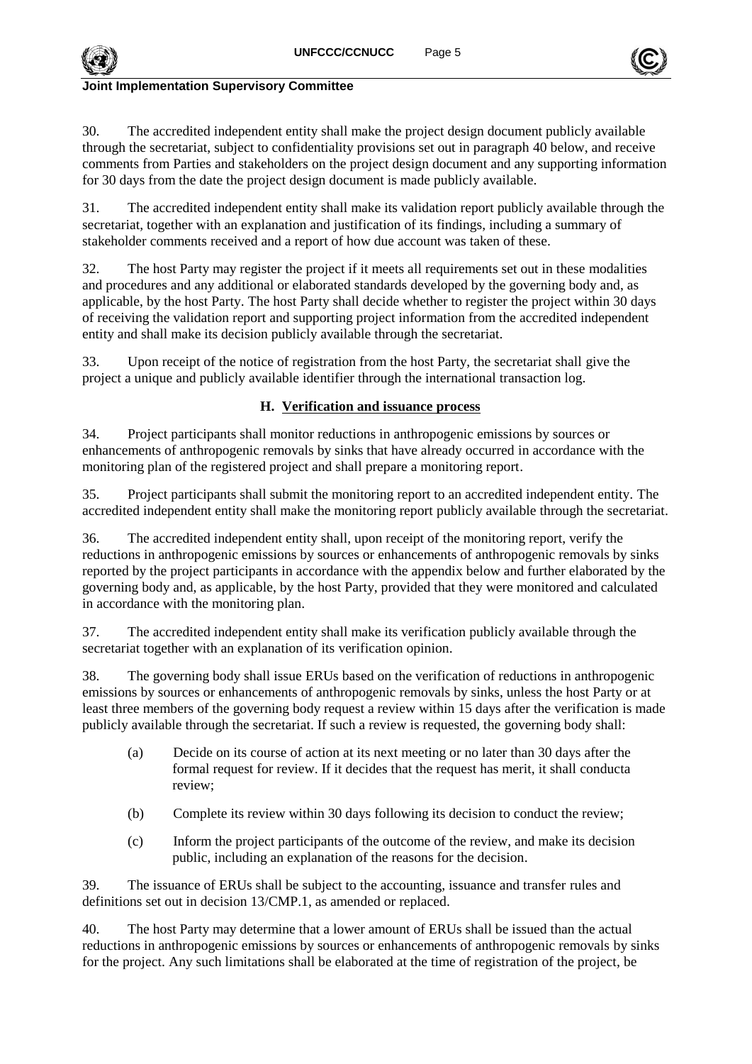30. The accredited independent entity shall make the project design document publicly available through the secretariat, subject to confidentiality provisions set out in paragraph 40 below, and receive comments from Parties and stakeholders on the project design document and any supporting information for 30 days from the date the project design document is made publicly available.

31. The accredited independent entity shall make its validation report publicly available through the secretariat, together with an explanation and justification of its findings, including a summary of stakeholder comments received and a report of how due account was taken of these.

32. The host Party may register the project if it meets all requirements set out in these modalities and procedures and any additional or elaborated standards developed by the governing body and, as applicable, by the host Party. The host Party shall decide whether to register the project within 30 days of receiving the validation report and supporting project information from the accredited independent entity and shall make its decision publicly available through the secretariat.

33. Upon receipt of the notice of registration from the host Party, the secretariat shall give the project a unique and publicly available identifier through the international transaction log.

### H. Verification and issuance process

34. Project participants shall monitor reductions in anthropogenic emissions by sources or enhancements of anthropogenic removals by sinks that have already occurred in accordance with the monitoring plan of the registered project and shall prepare a monitoring report.

35. Project participants shall submit the monitoring report to an accredited independent entity. The accredited independent entity shall make the monitoring report publicly available through the secretariat.

36. The accredited independent entity shall, upon receipt of the monitoring report, verify the reductions in anthropogenic emissions by sources or enhancements of anthropogenic removals by sinks reported by the project participants in accordance with the appendix below and further elaborated by the governing body and, as applicable, by the host Party, provided that they were monitored and calculated in accordance with the monitoring plan.

37. The accredited independent entity shall make its verification publicly available through the secretariat together with an explanation of its verification opinion.

38. The governing body shall issue ERUs based on the verification of reductions in anthropogenic emissions by sources or enhancements of anthropogenic removals by sinks, unless the host Party or at least three members of the governing body request a review within 15 days after the verification is made publicly available through the secretariat. If such a review is requested, the governing body shall:

(a) Decide on its course of action at its next meeting or no later than 30 days after the formal request for review. If it decides that the request has merit, it shall conducta review;

(b) Complete its review within 30 days following its decision to conduct the review;

(c) Inform the project participants of the outcome of the review, and make its decision public, including an explanation of the reasons for the decision.

39. The issuance of ERUs shall be subject to the accounting, issuance and transfer rules and definitions set out in decision 13/CMP.1, as amended or replaced.

40. The host Party may determine that a lower amount of ERUs shall be issued than the actual reductions in anthropogenic emissions by sources or enhancements of anthropogenic removals by sinks for the project. Any such limitations shall be elaborated at the time of registration of the project, be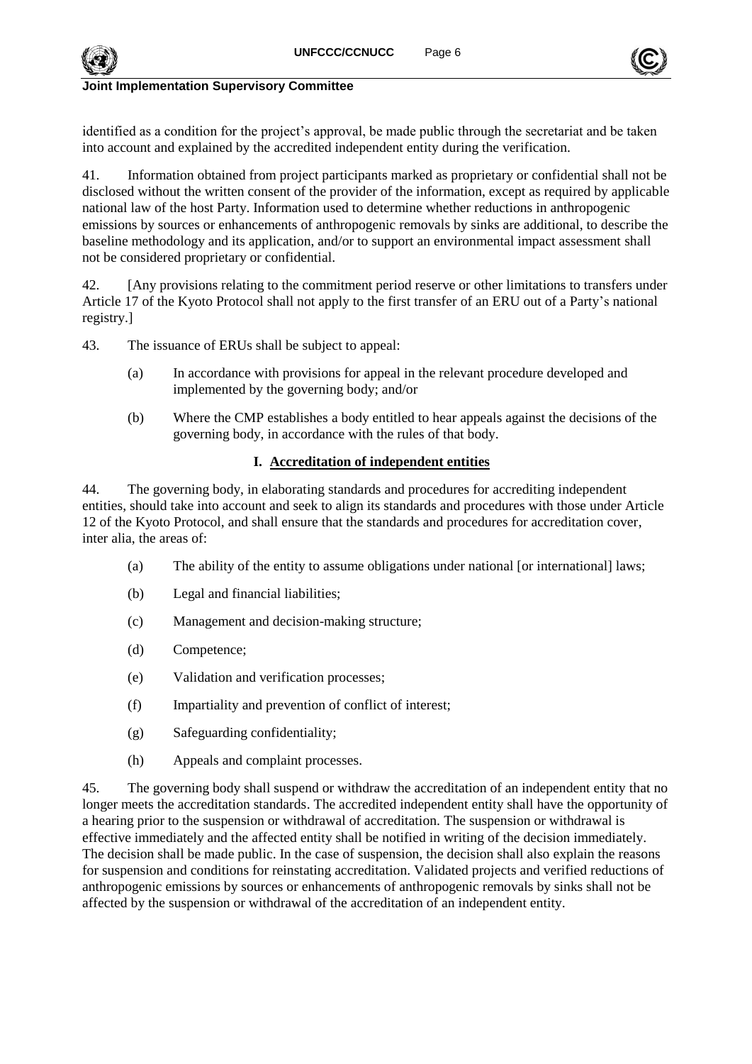identified as a condition for the project's approval, be made public through the secretariat and be taken into account and explained by the accredited independent entity during the verification.

41. Information obtained from project participants marked as proprietary or confidential shall not be disclosed without the written consent of the provider of the information, except as required by applicable national law of the host Party. Information used to determine whether reductions in anthropogenic emissions by sources or enhancements of anthropogenic removals by sinks are additional, to describe the baseline methodology and its application, and/or to support an environmental impact assessment shall not be considered proprietary or confidential.

42. [Any provisions relating to the commitment period reserve or other limitations to transfers under Article 17 of the Kyoto Protocol shall not apply to the first transfer of an ERU out of a Party's national registry.]

43. The issuance of ERUs shall be subject to appeal:

(a) In accordance with provisions for appeal in the relevant procedure developed and implemented by the governing body; and/or

(b) Where the CMP establishes a body entitled to hear appeals against the decisions of the governing body, in accordance with the rules of that body.

## I. Accreditation of independent entities

44. The governing body, in elaborating standards and procedures for accrediting independent entities, should take into account and seek to align its standards and procedures with those under Article 12 of the Kyoto Protocol, and shall ensure that the standards and procedures for accreditation cover, inter alia, the areas of:

(a) The ability of the entity to assume obligations under national [or international] laws;

(b) Legal and financial liabilities;

(c) Management and decision-making structure;

(d) Competence;

(e) Validation and verification processes;

(f) Impartiality and prevention of conflict of interest;

(g) Safeguarding confidentiality;

(h) Appeals and complaint processes.

45. The governing body shall suspend or withdraw the accreditation of an independent entity that no longer meets the accreditation standards. The accredited independent entity shall have the opportunity of a hearing prior to the suspension or withdrawal of accreditation. The suspension or withdrawal is effective immediately and the affected entity shall be notified in writing of the decision immediately. The decision shall be made public. In the case of suspension, the decision shall also explain the reasons for suspension and conditions for reinstating accreditation. Validated projects and verified reductions of anthropogenic emissions by sources or enhancements of anthropogenic removals by sinks shall not be affected by the suspension or withdrawal of the accreditation of an independent entity.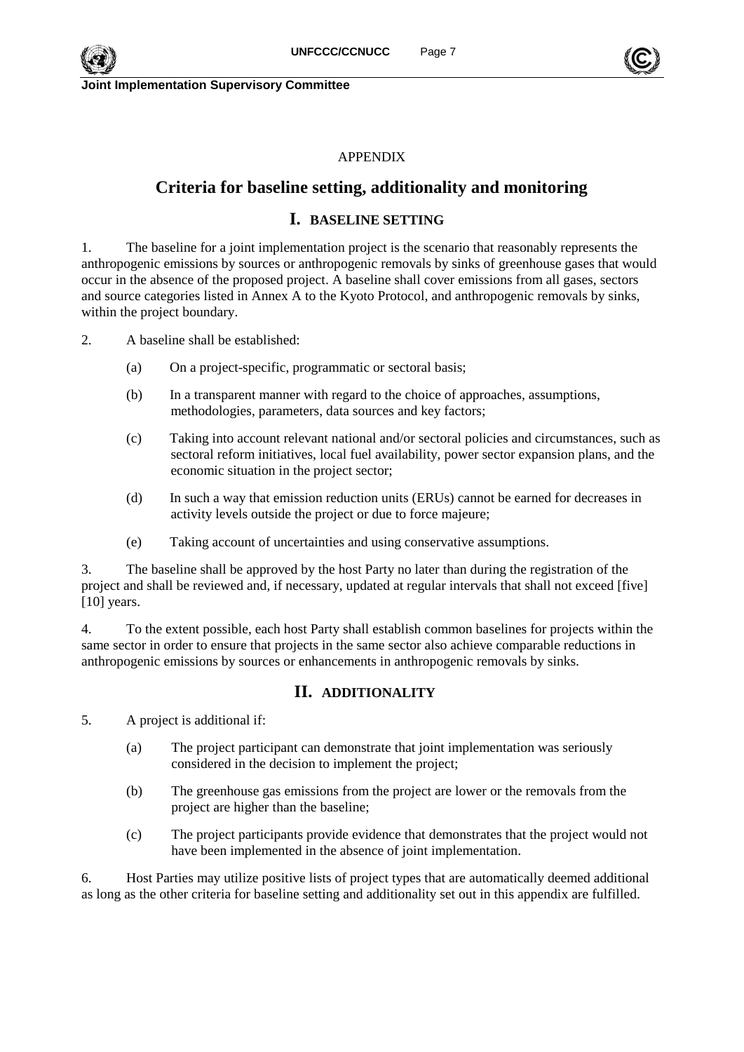APPENDIX

# Criteria for baseline setting, additionality and monitoring

## I. BASELINE SETTING

1. The baseline for a joint implementation project is the scenario that reasonably represents the anthropogenic emissions by sources or anthropogenic removals by sinks of greenhouse gases that would occur in the absence of the proposed project. A baseline shall cover emissions from all gases, sectors and source categories listed in Annex A to the Kyoto Protocol, and anthropogenic removals by sinks, within the project boundary.

2. A baseline shall be established:

   (a) On a project-specific, programmatic or sectoral basis;

   (b) In a transparent manner with regard to the choice of approaches, assumptions, methodologies, parameters, data sources and key factors;

   (c) Taking into account relevant national and/or sectoral policies and circumstances, such as sectoral reform initiatives, local fuel availability, power sector expansion plans, and the economic situation in the project sector;

   (d) In such a way that emission reduction units (ERUs) cannot be earned for decreases in activity levels outside the project or due to force majeure;

   (e) Taking account of uncertainties and using conservative assumptions.

3. The baseline shall be approved by the host Party no later than during the registration of the project and shall be reviewed and, if necessary, updated at regular intervals that shall not exceed [five] [10] years.

4. To the extent possible, each host Party shall establish common baselines for projects within the same sector in order to ensure that projects in the same sector also achieve comparable reductions in anthropogenic emissions by sources or enhancements in anthropogenic removals by sinks.

## II. ADDITIONALITY

5. A project is additional if:

   (a) The project participant can demonstrate that joint implementation was seriously considered in the decision to implement the project;

   (b) The greenhouse gas emissions from the project are lower or the removals from the project are higher than the baseline;

   (c) The project participants provide evidence that demonstrates that the project would not have been implemented in the absence of joint implementation.

6. Host Parties may utilize positive lists of project types that are automatically deemed additional as long as the other criteria for baseline setting and additionality set out in this appendix are fulfilled.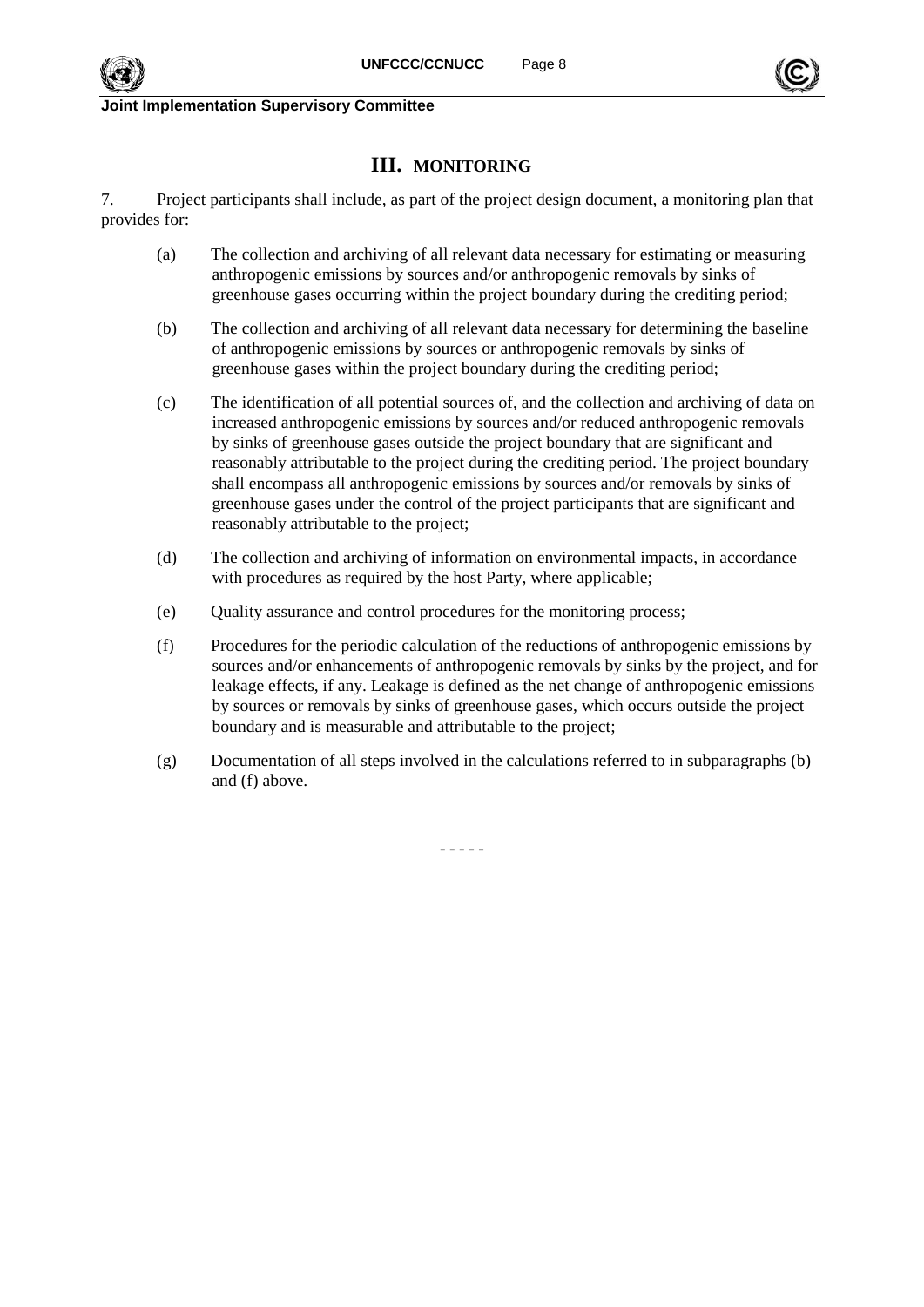## III. MONITORING

7. Project participants shall include, as part of the project design document, a monitoring plan that provides for:

(a) The collection and archiving of all relevant data necessary for estimating or measuring anthropogenic emissions by sources and/or anthropogenic removals by sinks of greenhouse gases occurring within the project boundary during the crediting period;

(b) The collection and archiving of all relevant data necessary for determining the baseline of anthropogenic emissions by sources or anthropogenic removals by sinks of greenhouse gases within the project boundary during the crediting period;

(c) The identification of all potential sources of, and the collection and archiving of data on increased anthropogenic emissions by sources and/or reduced anthropogenic removals by sinks of greenhouse gases outside the project boundary that are significant and reasonably attributable to the project during the crediting period. The project boundary shall encompass all anthropogenic emissions by sources and/or removals by sinks of greenhouse gases under the control of the project participants that are significant and reasonably attributable to the project;

(d) The collection and archiving of information on environmental impacts, in accordance with procedures as required by the host Party, where applicable;

(e) Quality assurance and control procedures for the monitoring process;

(f) Procedures for the periodic calculation of the reductions of anthropogenic emissions by sources and/or enhancements of anthropogenic removals by sinks by the project, and for leakage effects, if any. Leakage is defined as the net change of anthropogenic emissions by sources or removals by sinks of greenhouse gases, which occurs outside the project boundary and is measurable and attributable to the project;

(g) Documentation of all steps involved in the calculations referred to in subparagraphs (b) and (f) above.

- - - - -